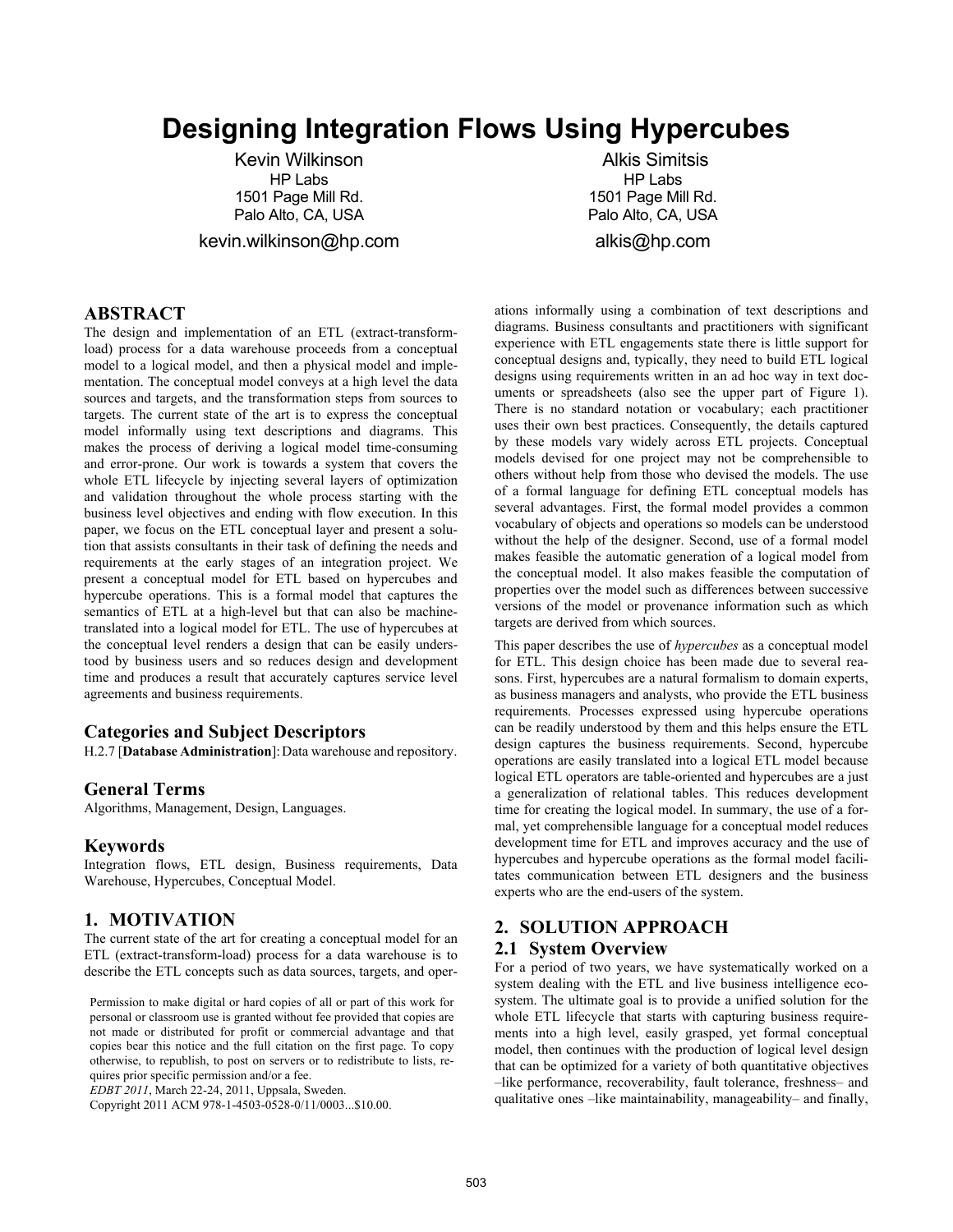# Designing Integration Flows Using Hypercubes

Kevin Wilkinson
HP Labs
1501 Page Mill Rd.
Palo Alto, CA, USA
kevin.wilkinson@hp.com

Alkis Simitsis
HP Labs
1501 Page Mill Rd.
Palo Alto, CA, USA
alkis@hp.com

## ABSTRACT

The design and implementation of an ETL (extract-transform-load) process for a data warehouse proceeds from a conceptual model to a logical model, and then a physical model and implementation. The conceptual model conveys at a high level the data sources and targets, and the transformation steps from sources to targets. The current state of the art is to express the conceptual model informally using text descriptions and diagrams. This makes the process of deriving a logical model time-consuming and error-prone. Our work is towards a system that covers the whole ETL lifecycle by injecting several layers of optimization and validation throughout the whole process starting with the business level objectives and ending with flow execution. In this paper, we focus on the ETL conceptual layer and present a solution that assists consultants in their task of defining the needs and requirements at the early stages of an integration project. We present a conceptual model for ETL based on hypercubes and hypercube operations. This is a formal model that captures the semantics of ETL at a high-level but that can also be machine-translated into a logical model for ETL. The use of hypercubes at the conceptual level renders a design that can be easily understood by business users and so reduces design and development time and produces a result that accurately captures service level agreements and business requirements.

### Categories and Subject Descriptors

H.2.7 [**Database Administration**]: Data warehouse and repository.

### General Terms

Algorithms, Management, Design, Languages.

### Keywords

Integration flows, ETL design, Business requirements, Data Warehouse, Hypercubes, Conceptual Model.

## 1. MOTIVATION

The current state of the art for creating a conceptual model for an ETL (extract-transform-load) process for a data warehouse is to describe the ETL concepts such as data sources, targets, and operations informally using a combination of text descriptions and diagrams. Business consultants and practitioners with significant experience with ETL engagements state there is little support for conceptual designs and, typically, they need to build ETL logical designs using requirements written in an ad hoc way in text documents or spreadsheets (also see the upper part of Figure 1). There is no standard notation or vocabulary; each practitioner uses their own best practices. Consequently, the details captured by these models vary widely across ETL projects. Conceptual models devised for one project may not be comprehensible to others without help from those who devised the models. The use of a formal language for defining ETL conceptual models has several advantages. First, the formal model provides a common vocabulary of objects and operations so models can be understood without the help of the designer. Second, use of a formal model makes feasible the automatic generation of a logical model from the conceptual model. It also makes feasible the computation of properties over the model such as differences between successive versions of the model or provenance information such as which targets are derived from which sources.

This paper describes the use of *hypercubes* as a conceptual model for ETL. This design choice has been made due to several reasons. First, hypercubes are a natural formalism to domain experts, as business managers and analysts, who provide the ETL business requirements. Processes expressed using hypercube operations can be readily understood by them and this helps ensure the ETL design captures the business requirements. Second, hypercube operations are easily translated into a logical ETL model because logical ETL operators are table-oriented and hypercubes are a just a generalization of relational tables. This reduces development time for creating the logical model. In summary, the use of a formal, yet comprehensible language for a conceptual model reduces development time for ETL and improves accuracy and the use of hypercubes and hypercube operations as the formal model facilitates communication between ETL designers and the business experts who are the end-users of the system.

## 2. SOLUTION APPROACH

### 2.1 System Overview

For a period of two years, we have systematically worked on a system dealing with the ETL and live business intelligence ecosystem. The ultimate goal is to provide a unified solution for the whole ETL lifecycle that starts with capturing business requirements into a high level, easily grasped, yet formal conceptual model, then continues with the production of logical level design that can be optimized for a variety of both quantitative objectives –like performance, recoverability, fault tolerance, freshness– and qualitative ones –like maintainability, manageability– and finally,

Permission to make digital or hard copies of all or part of this work for personal or classroom use is granted without fee provided that copies are not made or distributed for profit or commercial advantage and that copies bear this notice and the full citation on the first page. To copy otherwise, to republish, to post on servers or to redistribute to lists, requires prior specific permission and/or a fee.
*EDBT 2011*, March 22-24, 2011, Uppsala, Sweden.
Copyright 2011 ACM 978-1-4503-0528-0/11/0003...$10.00.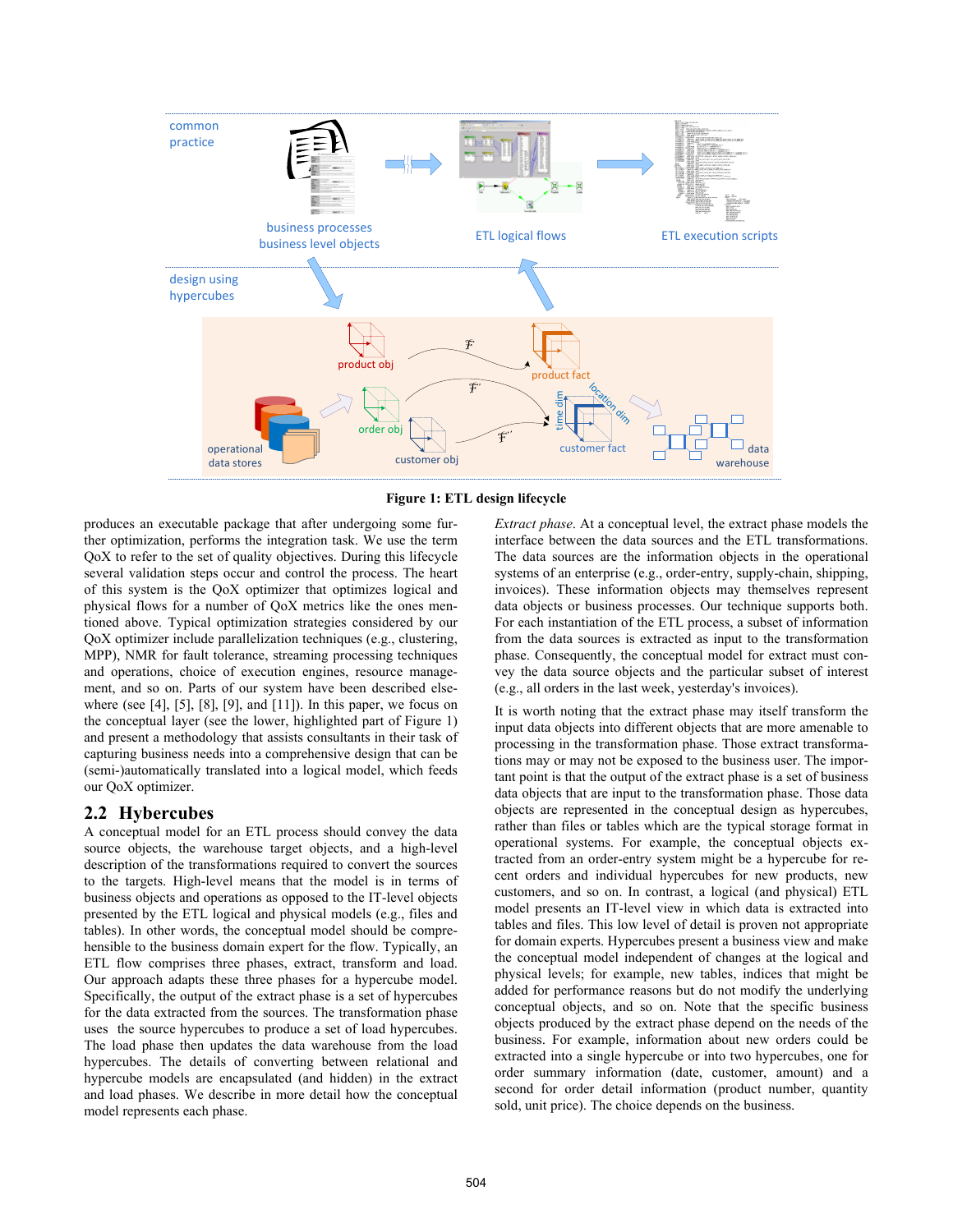**Figure 1: ETL design lifecycle**

produces an executable package that after undergoing some further optimization, performs the integration task. We use the term QoX to refer to the set of quality objectives. During this lifecycle several validation steps occur and control the process. The heart of this system is the QoX optimizer that optimizes logical and physical flows for a number of QoX metrics like the ones mentioned above. Typical optimization strategies considered by our QoX optimizer include parallelization techniques (e.g., clustering, MPP), NMR for fault tolerance, streaming processing techniques and operations, choice of execution engines, resource management, and so on. Parts of our system have been described elsewhere (see [4], [5], [8], [9], and [11]). In this paper, we focus on the conceptual layer (see the lower, highlighted part of Figure 1) and present a methodology that assists consultants in their task of capturing business needs into a comprehensive design that can be (semi-)automatically translated into a logical model, which feeds our QoX optimizer.

## 2.2 Hybercubes

A conceptual model for an ETL process should convey the data source objects, the warehouse target objects, and a high-level description of the transformations required to convert the sources to the targets. High-level means that the model is in terms of business objects and operations as opposed to the IT-level objects presented by the ETL logical and physical models (e.g., files and tables). In other words, the conceptual model should be comprehensible to the business domain expert for the flow. Typically, an ETL flow comprises three phases, extract, transform and load. Our approach adapts these three phases for a hypercube model. Specifically, the output of the extract phase is a set of hypercubes for the data extracted from the sources. The transformation phase uses the source hypercubes to produce a set of load hypercubes. The load phase then updates the data warehouse from the load hypercubes. The details of converting between relational and hypercube models are encapsulated (and hidden) in the extract and load phases. We describe in more detail how the conceptual model represents each phase.

*Extract phase*. At a conceptual level, the extract phase models the interface between the data sources and the ETL transformations. The data sources are the information objects in the operational systems of an enterprise (e.g., order-entry, supply-chain, shipping, invoices). These information objects may themselves represent data objects or business processes. Our technique supports both. For each instantiation of the ETL process, a subset of information from the data sources is extracted as input to the transformation phase. Consequently, the conceptual model for extract must convey the data source objects and the particular subset of interest (e.g., all orders in the last week, yesterday's invoices).

It is worth noting that the extract phase may itself transform the input data objects into different objects that are more amenable to processing in the transformation phase. Those extract transformations may or may not be exposed to the business user. The important point is that the output of the extract phase is a set of business data objects that are input to the transformation phase. Those data objects are represented in the conceptual design as hypercubes, rather than files or tables which are the typical storage format in operational systems. For example, the conceptual objects extracted from an order-entry system might be a hypercube for recent orders and individual hypercubes for new products, new customers, and so on. In contrast, a logical (and physical) ETL model presents an IT-level view in which data is extracted into tables and files. This low level of detail is proven not appropriate for domain experts. Hypercubes present a business view and make the conceptual model independent of changes at the logical and physical levels; for example, new tables, indices that might be added for performance reasons but do not modify the underlying conceptual objects, and so on. Note that the specific business objects produced by the extract phase depend on the needs of the business. For example, information about new orders could be extracted into a single hypercube or into two hypercubes, one for order summary information (date, customer, amount) and a second for order detail information (product number, quantity sold, unit price). The choice depends on the business.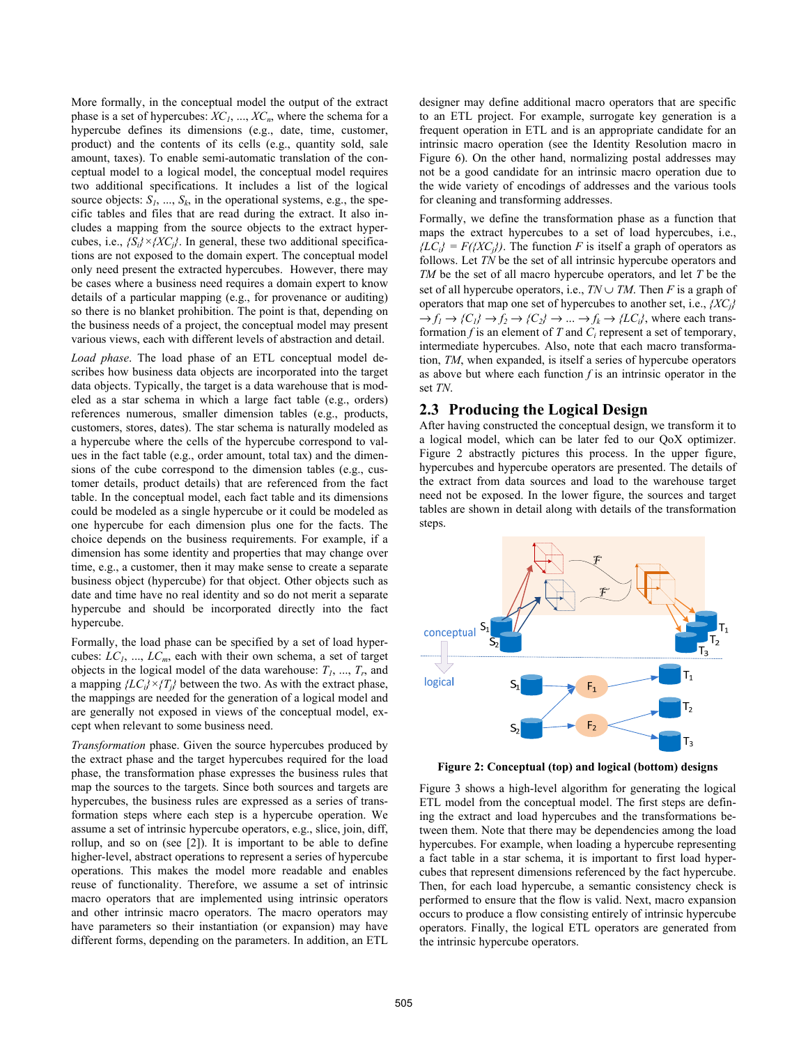More formally, in the conceptual model the output of the extract phase is a set of hypercubes: $XC_1$, ..., $XC_n$, where the schema for a hypercube defines its dimensions (e.g., date, time, customer, product) and the contents of its cells (e.g., quantity sold, sale amount, taxes). To enable semi-automatic translation of the conceptual model to a logical model, the conceptual model requires two additional specifications. It includes a list of the logical source objects: $S_1$, ..., $S_k$, in the operational systems, e.g., the specific tables and files that are read during the extract. It also includes a mapping from the source objects to the extract hypercubes, i.e., $\{S_i\}\times\{XC_j\}$. In general, these two additional specifications are not exposed to the domain expert. The conceptual model only need present the extracted hypercubes. However, there may be cases where a business need requires a domain expert to know details of a particular mapping (e.g., for provenance or auditing) so there is no blanket prohibition. The point is that, depending on the business needs of a project, the conceptual model may present various views, each with different levels of abstraction and detail.

*Load phase*. The load phase of an ETL conceptual model describes how business data objects are incorporated into the target data objects. Typically, the target is a data warehouse that is modeled as a star schema in which a large fact table (e.g., orders) references numerous, smaller dimension tables (e.g., products, customers, stores, dates). The star schema is naturally modeled as a hypercube where the cells of the hypercube correspond to values in the fact table (e.g., order amount, total tax) and the dimensions of the cube correspond to the dimension tables (e.g., customer details, product details) that are referenced from the fact table. In the conceptual model, each fact table and its dimensions could be modeled as a single hypercube or it could be modeled as one hypercube for each dimension plus one for the facts. The choice depends on the business requirements. For example, if a dimension has some identity and properties that may change over time, e.g., a customer, then it may make sense to create a separate business object (hypercube) for that object. Other objects such as date and time have no real identity and so do not merit a separate hypercube and should be incorporated directly into the fact hypercube.

Formally, the load phase can be specified by a set of load hypercubes: $LC_1$, ..., $LC_m$, each with their own schema, a set of target objects in the logical model of the data warehouse: $T_1$, ..., $T_r$, and a mapping $\{LC_i\}\times\{T_j\}$ between the two. As with the extract phase, the mappings are needed for the generation of a logical model and are generally not exposed in views of the conceptual model, except when relevant to some business need.

*Transformation* phase. Given the source hypercubes produced by the extract phase and the target hypercubes required for the load phase, the transformation phase expresses the business rules that map the sources to the targets. Since both sources and targets are hypercubes, the business rules are expressed as a series of transformation steps where each step is a hypercube operation. We assume a set of intrinsic hypercube operators, e.g., slice, join, diff, rollup, and so on (see [2]). It is important to be able to define higher-level, abstract operations to represent a series of hypercube operations. This makes the model more readable and enables reuse of functionality. Therefore, we assume a set of intrinsic macro operators that are implemented using intrinsic operators and other intrinsic macro operators. The macro operators may have parameters so their instantiation (or expansion) may have different forms, depending on the parameters. In addition, an ETL designer may define additional macro operators that are specific to an ETL project. For example, surrogate key generation is a frequent operation in ETL and is an appropriate candidate for an intrinsic macro operation (see the Identity Resolution macro in Figure 6). On the other hand, normalizing postal addresses may not be a good candidate for an intrinsic macro operation due to the wide variety of encodings of addresses and the various tools for cleaning and transforming addresses.

Formally, we define the transformation phase as a function that maps the extract hypercubes to a set of load hypercubes, i.e., $\{LC_i\} = F(\{XC_j\})$. The function $F$ is itself a graph of operators as follows. Let $TN$ be the set of all intrinsic hypercube operators and $TM$ be the set of all macro hypercube operators, and let $T$ be the set of all hypercube operators, i.e., $TN \cup TM$. Then $F$ is a graph of operators that map one set of hypercubes to another set, i.e., $\{XC_j\} \rightarrow f_1 \rightarrow \{C_1\} \rightarrow f_2 \rightarrow \{C_2\} \rightarrow \ldots \rightarrow f_k \rightarrow \{LC_i\}$, where each transformation $f$ is an element of $T$ and $C_i$ represent a set of temporary, intermediate hypercubes. Also, note that each macro transformation, $TM$, when expanded, is itself a series of hypercube operators as above but where each function $f$ is an intrinsic operator in the set $TN$.

## 2.3 Producing the Logical Design

After having constructed the conceptual design, we transform it to a logical model, which can be later fed to our QoX optimizer. Figure 2 abstractly pictures this process. In the upper figure, hypercubes and hypercube operators are presented. The details of the extract from data sources and load to the warehouse target need not be exposed. In the lower figure, the sources and target tables are shown in detail along with details of the transformation steps.

conceptual
logical
$S_1$ $S_2$ $T_1$ $T_2$ $T_3$ $F_1$ $F_2$

**Figure 2: Conceptual (top) and logical (bottom) designs**

Figure 3 shows a high-level algorithm for generating the logical ETL model from the conceptual model. The first steps are defining the extract and load hypercubes and the transformations between them. Note that there may be dependencies among the load hypercubes. For example, when loading a hypercube representing a fact table in a star schema, it is important to first load hypercubes that represent dimensions referenced by the fact hypercube. Then, for each load hypercube, a semantic consistency check is performed to ensure that the flow is valid. Next, macro expansion occurs to produce a flow consisting entirely of intrinsic hypercube operators. Finally, the logical ETL operators are generated from the intrinsic hypercube operators.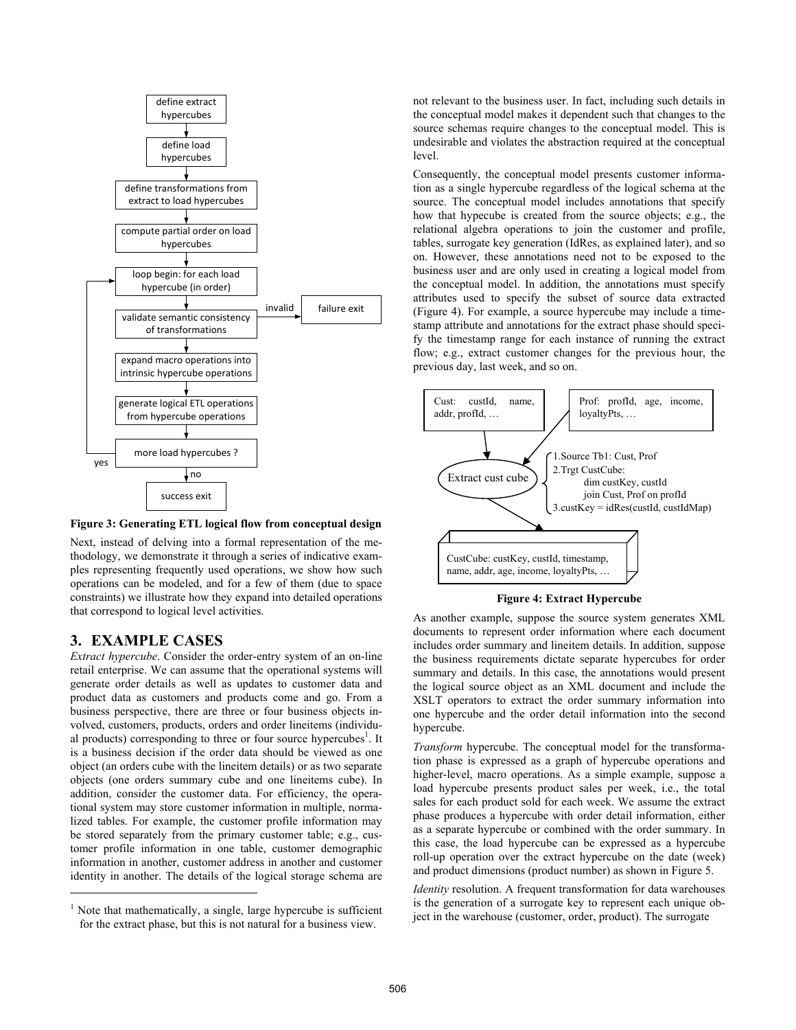define extract hypercubes

define load hypercubes

define transformations from extract to load hypercubes

compute partial order on load hypercubes

loop begin: for each load hypercube (in order)

validate semantic consistency of transformations

invalid

failure exit

expand macro operations into intrinsic hypercube operations

generate logical ETL operations from hypercube operations

more load hypercubes ?

yes

no

success exit

**Figure 3: Generating ETL logical flow from conceptual design**

Next, instead of delving into a formal representation of the methodology, we demonstrate it through a series of indicative examples representing frequently used operations, we show how such operations can be modeled, and for a few of them (due to space constraints) we illustrate how they expand into detailed operations that correspond to logical level activities.

## 3. EXAMPLE CASES

*Extract hypercube*. Consider the order-entry system of an on-line retail enterprise. We can assume that the operational systems will generate order details as well as updates to customer data and product data as customers and products come and go. From a business perspective, there are three or four business objects involved, customers, products, orders and order lineitems (individual products) corresponding to three or four source hypercubes[1]. It is a business decision if the order data should be viewed as one object (an orders cube with the lineitem details) or as two separate objects (one orders summary cube and one lineitems cube). In addition, consider the customer data. For efficiency, the operational system may store customer information in multiple, normalized tables. For example, the customer profile information may be stored separately from the primary customer table; e.g., customer profile information in one table, customer demographic information in another, customer address in another and customer identity in another. The details of the logical storage schema are not relevant to the business user. In fact, including such details in the conceptual model makes it dependent such that changes to the source schemas require changes to the conceptual model. This is undesirable and violates the abstraction required at the conceptual level.

[1] Note that mathematically, a single, large hypercube is sufficient for the extract phase, but this is not natural for a business view.

Consequently, the conceptual model presents customer information as a single hypercube regardless of the logical schema at the source. The conceptual model includes annotations that specify how that hypecube is created from the source objects; e.g., the relational algebra operations to join the customer and profile, tables, surrogate key generation (IdRes, as explained later), and so on. However, these annotations need not to be exposed to the business user and are only used in creating a logical model from the conceptual model. In addition, the annotations must specify attributes used to specify the subset of source data extracted (Figure 4). For example, a source hypercube may include a timestamp attribute and annotations for the extract phase should specify the timestamp range for each instance of running the extract flow; e.g., extract customer changes for the previous hour, the previous day, last week, and so on.

Cust: custId, name, addr, profId, …

Prof: profId, age, income, loyaltyPts, …

Extract cust cube

1.Source Tb1: Cust, Prof
2.Trgt CustCube:
dim custKey, custId
join Cust, Prof on profId
3.custKey = idRes(custId, custIdMap)

CustCube: custKey, custId, timestamp, name, addr, age, income, loyaltyPts, …

**Figure 4: Extract Hypercube**

As another example, suppose the source system generates XML documents to represent order information where each document includes order summary and lineitem details. In addition, suppose the business requirements dictate separate hypercubes for order summary and details. In this case, the annotations would present the logical source object as an XML document and include the XSLT operators to extract the order summary information into one hypercube and the order detail information into the second hypercube.

*Transform* hypercube. The conceptual model for the transformation phase is expressed as a graph of hypercube operations and higher-level, macro operations. As a simple example, suppose a load hypercube presents product sales per week, i.e., the total sales for each product sold for each week. We assume the extract phase produces a hypercube with order detail information, either as a separate hypercube or combined with the order summary. In this case, the load hypercube can be expressed as a hypercube roll-up operation over the extract hypercube on the date (week) and product dimensions (product number) as shown in Figure 5.

*Identity* resolution. A frequent transformation for data warehouses is the generation of a surrogate key to represent each unique object in the warehouse (customer, order, product). The surrogate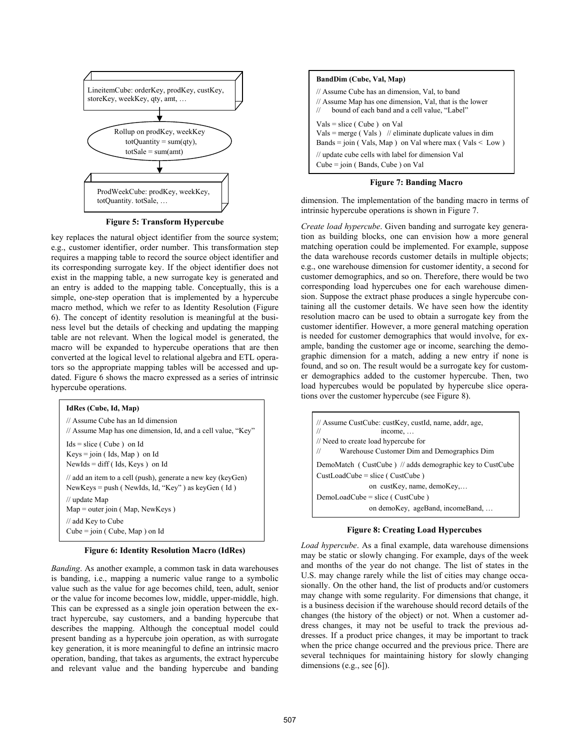LineitemCube: orderKey, prodKey, custKey, storeKey, weekKey, qty, amt, …

↓

Rollup on prodKey, weekKey
totQuantity = sum(qty),
totSale = sum(amt)

↓

ProdWeekCube: prodKey, weekKey, totQuantity. totSale, …

**Figure 5: Transform Hypercube**

key replaces the natural object identifier from the source system; e.g., customer identifier, order number. This transformation step requires a mapping table to record the source object identifier and its corresponding surrogate key. If the object identifier does not exist in the mapping table, a new surrogate key is generated and an entry is added to the mapping table. Conceptually, this is a simple, one-step operation that is implemented by a hypercube macro method, which we refer to as Identity Resolution (Figure 6). The concept of identity resolution is meaningful at the business level but the details of checking and updating the mapping table are not relevant. When the logical model is generated, the macro will be expanded to hypercube operations that are then converted at the logical level to relational algebra and ETL operators so the appropriate mapping tables will be accessed and updated. Figure 6 shows the macro expressed as a series of intrinsic hypercube operations.

```
IdRes (Cube, Id, Map)
// Assume Cube has an Id dimension
// Assume Map has one dimension, Id, and a cell value, "Key"
Ids = slice ( Cube ) on Id
Keys = join ( Ids, Map ) on Id
NewIds = diff ( Ids, Keys ) on Id
// add an item to a cell (push), generate a new key (keyGen)
NewKeys = push ( NewIds, Id, "Key" ) as keyGen ( Id )
// update Map
Map = outer join ( Map, NewKeys )
// add Key to Cube
Cube = join ( Cube, Map ) on Id
```

**Figure 6: Identity Resolution Macro (IdRes)**

*Banding*. As another example, a common task in data warehouses is banding, i.e., mapping a numeric value range to a symbolic value such as the value for age becomes child, teen, adult, senior or the value for income becomes low, middle, upper-middle, high. This can be expressed as a single join operation between the extract hypercube, say customers, and a banding hypercube that describes the mapping. Although the conceptual model could present banding as a hypercube join operation, as with surrogate key generation, it is more meaningful to define an intrinsic macro operation, banding, that takes as arguments, the extract hypercube and relevant value and the banding hypercube and banding dimension. The implementation of the banding macro in terms of intrinsic hypercube operations is shown in Figure 7.

```
BandDim (Cube, Val, Map)
// Assume Cube has an dimension, Val, to band
// Assume Map has one dimension, Val, that is the lower
//    bound of each band and a cell value, "Label"
Vals = slice ( Cube ) on Val
Vals = merge ( Vals )   // eliminate duplicate values in dim
Bands = join ( Vals, Map ) on Val where max ( Vals < Low )
// update cube cells with label for dimension Val
Cube = join ( Bands, Cube ) on Val
```

**Figure 7: Banding Macro**

*Create load hypercube*. Given banding and surrogate key generation as building blocks, one can envision how a more general matching operation could be implemented. For example, suppose the data warehouse records customer details in multiple objects; e.g., one warehouse dimension for customer identity, a second for customer demographics, and so on. Therefore, there would be two corresponding load hypercubes one for each warehouse dimension. Suppose the extract phase produces a single hypercube containing all the customer details. We have seen how the identity resolution macro can be used to obtain a surrogate key from the customer identifier. However, a more general matching operation is needed for customer demographics that would involve, for example, banding the customer age or income, searching the demographic dimension for a match, adding a new entry if none is found, and so on. The result would be a surrogate key for customer demographics added to the customer hypercube. Then, two load hypercubes would be populated by hypercube slice operations over the customer hypercube (see Figure 8).

```
// Assume CustCube: custKey, custId, name, addr, age,
//                  income, …
// Need to create load hypercube for
//    Warehouse Customer Dim and Demographics Dim
DemoMatch ( CustCube ) // adds demographic key to CustCube
CustLoadCube = slice ( CustCube )
               on custKey, name, demoKey,…
DemoLoadCube = slice ( CustCube )
               on demoKey, ageBand, incomeBand, …
```

**Figure 8: Creating Load Hypercubes**

*Load hypercube*. As a final example, data warehouse dimensions may be static or slowly changing. For example, days of the week and months of the year do not change. The list of states in the U.S. may change rarely while the list of cities may change occasionally. On the other hand, the list of products and/or customers may change with some regularity. For dimensions that change, it is a business decision if the warehouse should record details of the changes (the history of the object) or not. When a customer address changes, it may not be useful to track the previous addresses. If a product price changes, it may be important to track when the price change occurred and the previous price. There are several techniques for maintaining history for slowly changing dimensions (e.g., see [6]).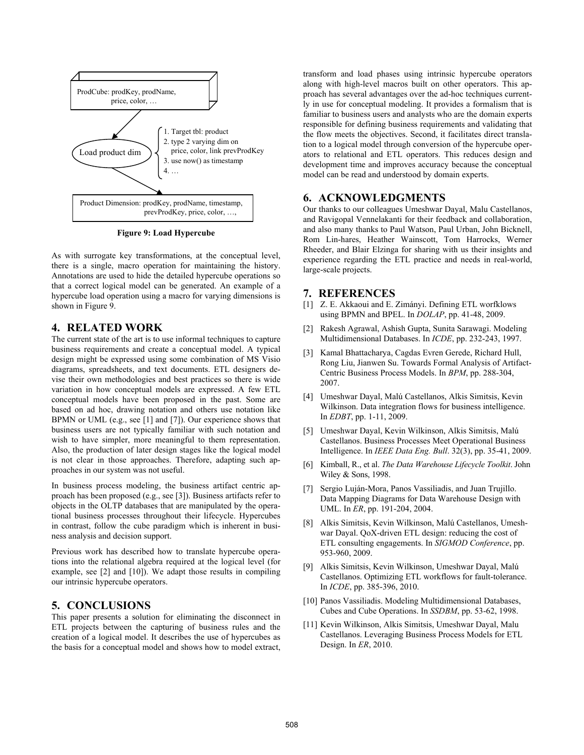ProdCube: prodKey, prodName, price, color, …

Load product dim

1. Target tbl: product
2. type 2 varying dim on price, color, link prevProdKey
3. use now() as timestamp
4. …

Product Dimension: prodKey, prodName, timestamp, prevProdKey, price, color, …,

**Figure 9: Load Hypercube**

As with surrogate key transformations, at the conceptual level, there is a single, macro operation for maintaining the history. Annotations are used to hide the detailed hypercube operations so that a correct logical model can be generated. An example of a hypercube load operation using a macro for varying dimensions is shown in Figure 9.

## 4. RELATED WORK

The current state of the art is to use informal techniques to capture business requirements and create a conceptual model. A typical design might be expressed using some combination of MS Visio diagrams, spreadsheets, and text documents. ETL designers devise their own methodologies and best practices so there is wide variation in how conceptual models are expressed. A few ETL conceptual models have been proposed in the past. Some are based on ad hoc, drawing notation and others use notation like BPMN or UML (e.g., see [1] and [7]). Our experience shows that business users are not typically familiar with such notation and wish to have simpler, more meaningful to them representation. Also, the production of later design stages like the logical model is not clear in those approaches. Therefore, adapting such approaches in our system was not useful.

In business process modeling, the business artifact centric approach has been proposed (e.g., see [3]). Business artifacts refer to objects in the OLTP databases that are manipulated by the operational business processes throughout their lifecycle. Hypercubes in contrast, follow the cube paradigm which is inherent in business analysis and decision support.

Previous work has described how to translate hypercube operations into the relational algebra required at the logical level (for example, see [2] and [10]). We adapt those results in compiling our intrinsic hypercube operators.

## 5. CONCLUSIONS

This paper presents a solution for eliminating the disconnect in ETL projects between the capturing of business rules and the creation of a logical model. It describes the use of hypercubes as the basis for a conceptual model and shows how to model extract, transform and load phases using intrinsic hypercube operators along with high-level macros built on other operators. This approach has several advantages over the ad-hoc techniques currently in use for conceptual modeling. It provides a formalism that is familiar to business users and analysts who are the domain experts responsible for defining business requirements and validating that the flow meets the objectives. Second, it facilitates direct translation to a logical model through conversion of the hypercube operators to relational and ETL operators. This reduces design and development time and improves accuracy because the conceptual model can be read and understood by domain experts.

## 6. ACKNOWLEDGMENTS

Our thanks to our colleagues Umeshwar Dayal, Malu Castellanos, and Ravigopal Vennelakanti for their feedback and collaboration, and also many thanks to Paul Watson, Paul Urban, John Bicknell, Rom Lin-hares, Heather Wainscott, Tom Harrocks, Werner Rheeder, and Blair Elzinga for sharing with us their insights and experience regarding the ETL practice and needs in real-world, large-scale projects.

## 7. REFERENCES

[1] Z. E. Akkaoui and E. Zimányi. Defining ETL worfklows using BPMN and BPEL. In *DOLAP*, pp. 41-48, 2009.

[2] Rakesh Agrawal, Ashish Gupta, Sunita Sarawagi. Modeling Multidimensional Databases. In *ICDE*, pp. 232-243, 1997.

[3] Kamal Bhattacharya, Cagdas Evren Gerede, Richard Hull, Rong Liu, Jianwen Su. Towards Formal Analysis of Artifact-Centric Business Process Models. In *BPM*, pp. 288-304, 2007.

[4] Umeshwar Dayal, Malú Castellanos, Alkis Simitsis, Kevin Wilkinson. Data integration flows for business intelligence. In *EDBT*, pp. 1-11, 2009.

[5] Umeshwar Dayal, Kevin Wilkinson, Alkis Simitsis, Malú Castellanos. Business Processes Meet Operational Business Intelligence. In *IEEE Data Eng. Bull*. 32(3), pp. 35-41, 2009.

[6] Kimball, R., et al. *The Data Warehouse Lifecycle Toolkit*. John Wiley & Sons, 1998.

[7] Sergio Luján-Mora, Panos Vassiliadis, and Juan Trujillo. Data Mapping Diagrams for Data Warehouse Design with UML. In *ER*, pp. 191-204, 2004.

[8] Alkis Simitsis, Kevin Wilkinson, Malú Castellanos, Umeshwar Dayal. QoX-driven ETL design: reducing the cost of ETL consulting engagements. In *SIGMOD Conference*, pp. 953-960, 2009.

[9] Alkis Simitsis, Kevin Wilkinson, Umeshwar Dayal, Malú Castellanos. Optimizing ETL workflows for fault-tolerance. In *ICDE*, pp. 385-396, 2010.

[10] Panos Vassiliadis. Modeling Multidimensional Databases, Cubes and Cube Operations. In *SSDBM*, pp. 53-62, 1998.

[11] Kevin Wilkinson, Alkis Simitsis, Umeshwar Dayal, Malu Castellanos. Leveraging Business Process Models for ETL Design. In *ER*, 2010.